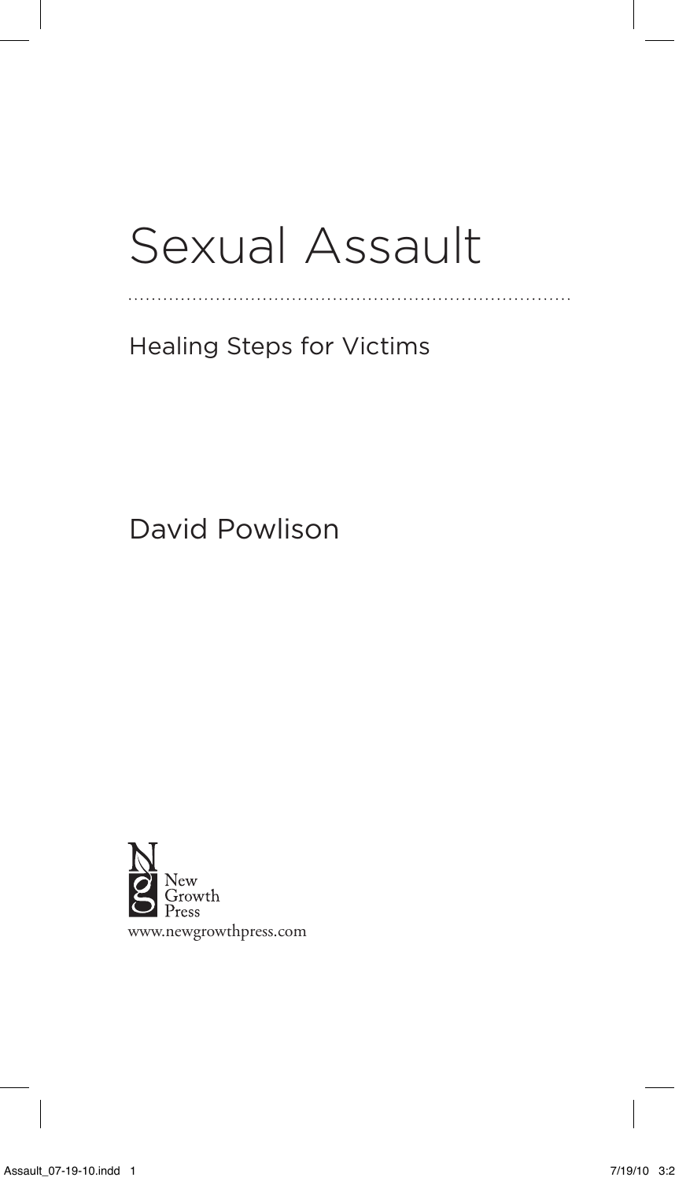# Sexual Assault

Healing Steps for Victims

David Powlison

New Growth Press

www.newgrowthpress.com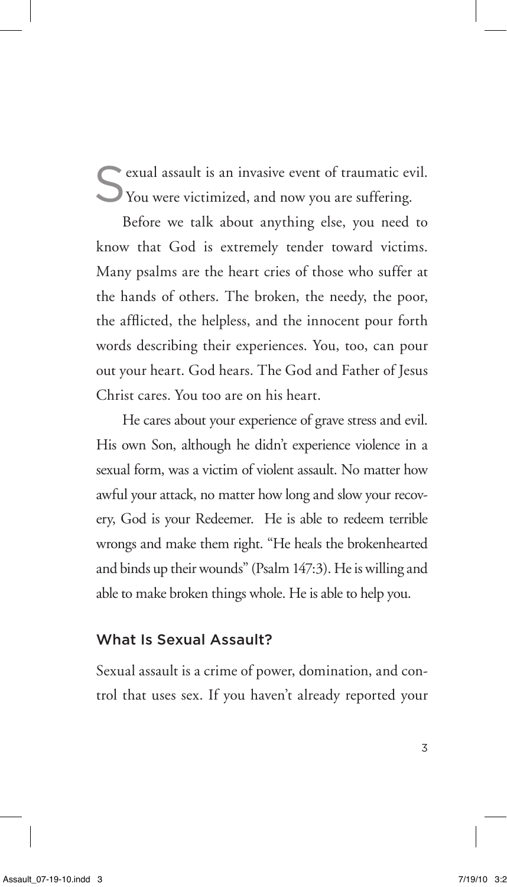Sexual assault is an invasive event of traumatic evil. You were victimized, and now you are suffering.

Before we talk about anything else, you need to know that God is extremely tender toward victims. Many psalms are the heart cries of those who suffer at the hands of others. The broken, the needy, the poor, the afflicted, the helpless, and the innocent pour forth words describing their experiences. You, too, can pour out your heart. God hears. The God and Father of Jesus Christ cares. You too are on his heart.

He cares about your experience of grave stress and evil. His own Son, although he didn't experience violence in a sexual form, was a victim of violent assault. No matter how awful your attack, no matter how long and slow your recovery, God is your Redeemer. He is able to redeem terrible wrongs and make them right. "He heals the brokenhearted and binds up their wounds" (Psalm 147:3). He is willing and able to make broken things whole. He is able to help you.

## What Is Sexual Assault?

Sexual assault is a crime of power, domination, and control that uses sex. If you haven't already reported your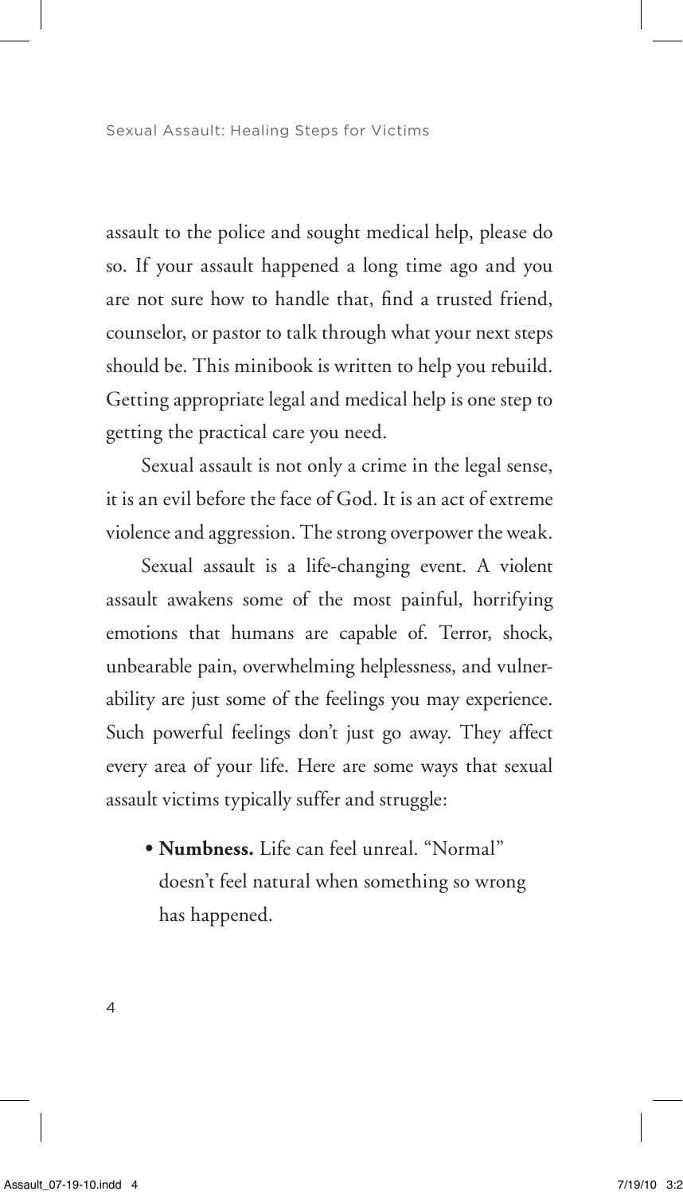assault to the police and sought medical help, please do so. If your assault happened a long time ago and you are not sure how to handle that, find a trusted friend, counselor, or pastor to talk through what your next steps should be. This minibook is written to help you rebuild. Getting appropriate legal and medical help is one step to getting the practical care you need.

Sexual assault is not only a crime in the legal sense, it is an evil before the face of God. It is an act of extreme violence and aggression. The strong overpower the weak.

Sexual assault is a life-changing event. A violent assault awakens some of the most painful, horrifying emotions that humans are capable of. Terror, shock, unbearable pain, overwhelming helplessness, and vulnerability are just some of the feelings you may experience. Such powerful feelings don't just go away. They affect every area of your life. Here are some ways that sexual assault victims typically suffer and struggle:

- **Numbness.** Life can feel unreal. "Normal" doesn't feel natural when something so wrong has happened.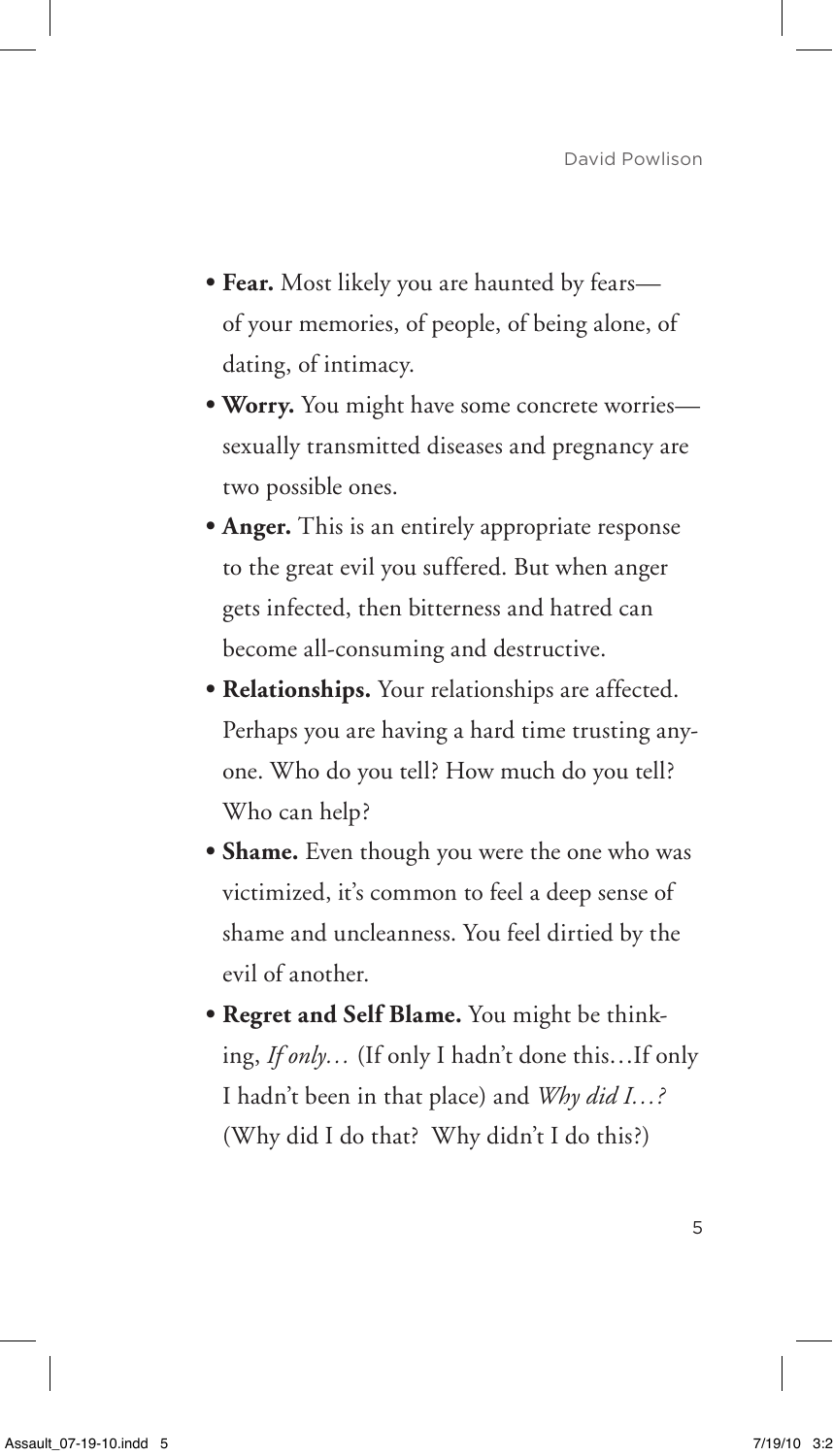- **Fear.** Most likely you are haunted by fears—of your memories, of people, of being alone, of dating, of intimacy.
- **Worry.** You might have some concrete worries—sexually transmitted diseases and pregnancy are two possible ones.
- **Anger.** This is an entirely appropriate response to the great evil you suffered. But when anger gets infected, then bitterness and hatred can become all-consuming and destructive.
- **Relationships.** Your relationships are affected. Perhaps you are having a hard time trusting anyone. Who do you tell? How much do you tell? Who can help?
- **Shame.** Even though you were the one who was victimized, it's common to feel a deep sense of shame and uncleanness. You feel dirtied by the evil of another.
- **Regret and Self Blame.** You might be thinking, *If only…* (If only I hadn't done this…If only I hadn't been in that place) and *Why did I…?* (Why did I do that? Why didn't I do this?)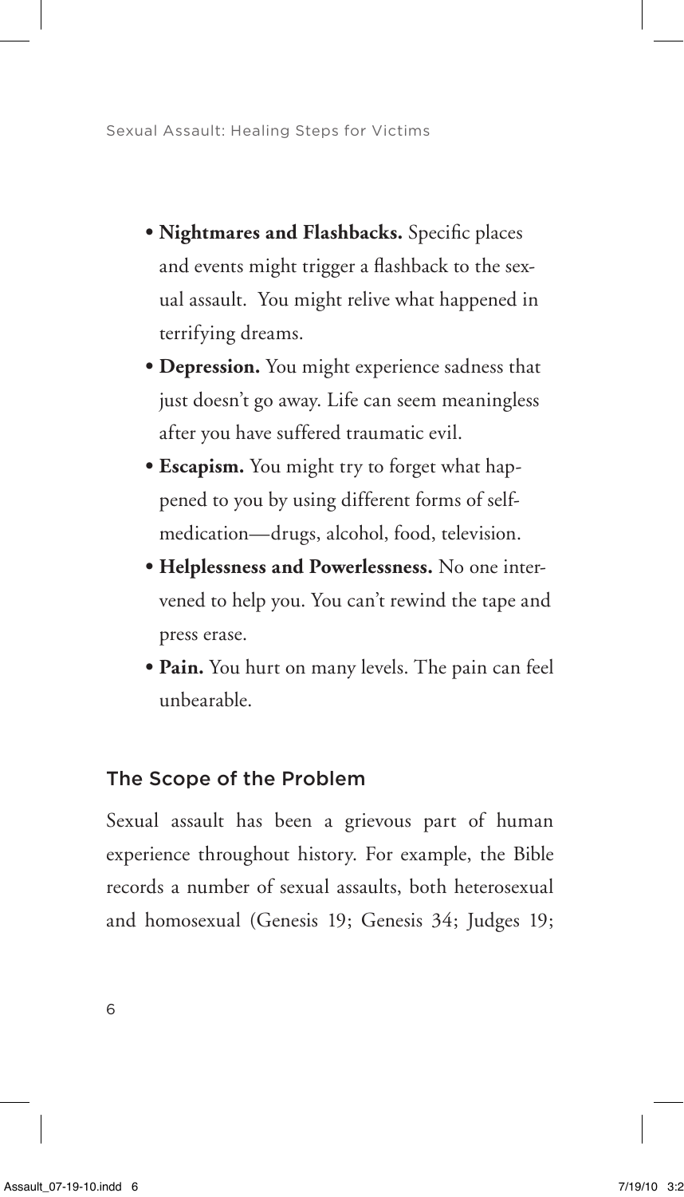- **Nightmares and Flashbacks.** Specific places and events might trigger a flashback to the sexual assault. You might relive what happened in terrifying dreams.
- **Depression.** You might experience sadness that just doesn't go away. Life can seem meaningless after you have suffered traumatic evil.
- **Escapism.** You might try to forget what happened to you by using different forms of self-medication—drugs, alcohol, food, television.
- **Helplessness and Powerlessness.** No one intervened to help you. You can't rewind the tape and press erase.
- **Pain.** You hurt on many levels. The pain can feel unbearable.

## The Scope of the Problem

Sexual assault has been a grievous part of human experience throughout history. For example, the Bible records a number of sexual assaults, both heterosexual and homosexual (Genesis 19; Genesis 34; Judges 19;